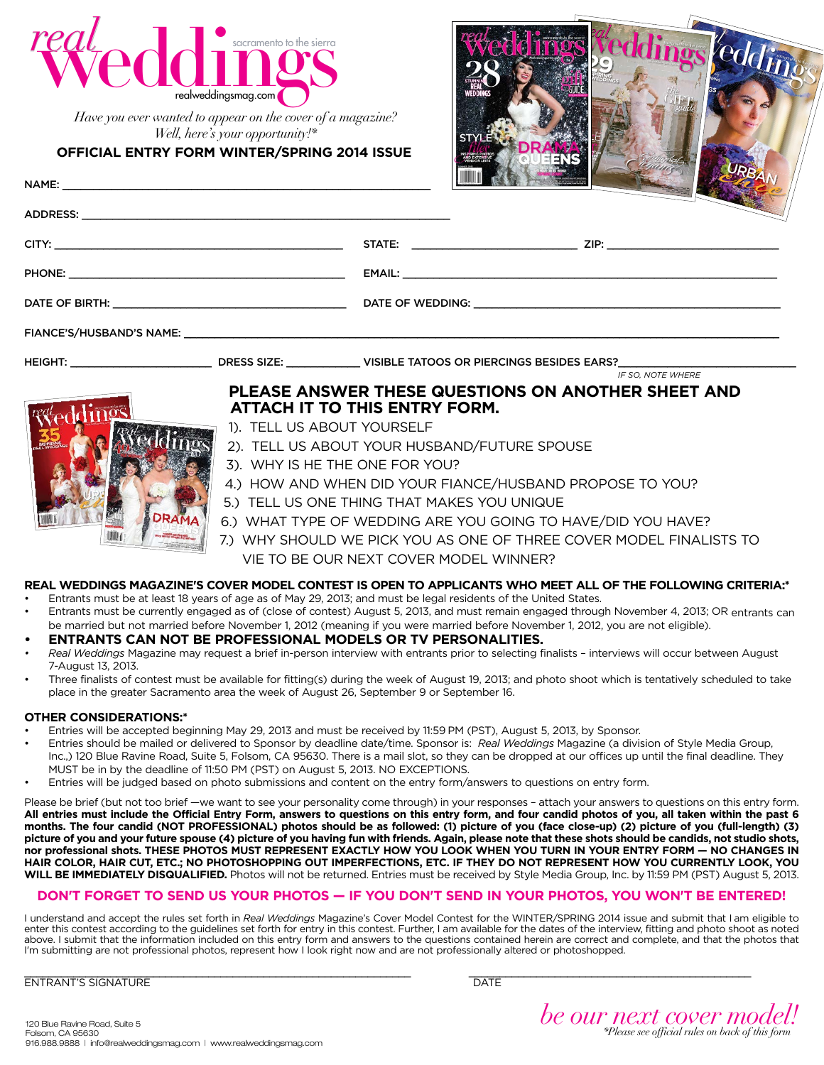# real weddings

sacramento to the sierra

realweddingsmag.com

*Have you ever wanted to appear on the cover of a magazine? Well, here's your opportunity!\**

**OFFICIAL ENTRY FORM WINTER/SPRING 2014 ISSUE**

NAME: ______________________________

ADDRESS: ______________________________

CITY: ____________________ STATE: ____________ ZIP: ____________

PHONE: ____________________ EMAIL: ______________________________

DATE OF BIRTH: ____________________ DATE OF WEDDING: ____________________

FIANCE'S/HUSBAND'S NAME: ______________________________

HEIGHT: ____________ DRESS SIZE: ________ VISIBLE TATOOS OR PIERCINGS BESIDES EARS? ____________
*IF SO, NOTE WHERE*

## PLEASE ANSWER THESE QUESTIONS ON ANOTHER SHEET AND ATTACH IT TO THIS ENTRY FORM.

1). TELL US ABOUT YOURSELF
2). TELL US ABOUT YOUR HUSBAND/FUTURE SPOUSE
3). WHY IS HE THE ONE FOR YOU?
4.) HOW AND WHEN DID YOUR FIANCE/HUSBAND PROPOSE TO YOU?
5.) TELL US ONE THING THAT MAKES YOU UNIQUE
6.) WHAT TYPE OF WEDDING ARE YOU GOING TO HAVE/DID YOU HAVE?
7.) WHY SHOULD WE PICK YOU AS ONE OF THREE COVER MODEL FINALISTS TO VIE TO BE OUR NEXT COVER MODEL WINNER?

**REAL WEDDINGS MAGAZINE'S COVER MODEL CONTEST IS OPEN TO APPLICANTS WHO MEET ALL OF THE FOLLOWING CRITERIA:\***

- Entrants must be at least 18 years of age as of May 29, 2013; and must be legal residents of the United States.
- Entrants must be currently engaged as of (close of contest) August 5, 2013, and must remain engaged through November 4, 2013; OR entrants can be married but not married before November 1, 2012 (meaning if you were married before November 1, 2012, you are not eligible).
- **ENTRANTS CAN NOT BE PROFESSIONAL MODELS OR TV PERSONALITIES.**
- *Real Weddings* Magazine may request a brief in-person interview with entrants prior to selecting finalists – interviews will occur between August 7-August 13, 2013.
- Three finalists of contest must be available for fitting(s) during the week of August 19, 2013; and photo shoot which is tentatively scheduled to take place in the greater Sacramento area the week of August 26, September 9 or September 16.

**OTHER CONSIDERATIONS:\***

- Entries will be accepted beginning May 29, 2013 and must be received by 11:59 PM (PST), August 5, 2013, by Sponsor.
- Entries should be mailed or delivered to Sponsor by deadline date/time. Sponsor is: *Real Weddings* Magazine (a division of Style Media Group, Inc.,) 120 Blue Ravine Road, Suite 5, Folsom, CA 95630. There is a mail slot, so they can be dropped at our offices up until the final deadline. They MUST be in by the deadline of 11:50 PM (PST) on August 5, 2013. NO EXCEPTIONS.
- Entries will be judged based on photo submissions and content on the entry form/answers to questions on entry form.

Please be brief (but not too brief —we want to see your personality come through) in your responses – attach your answers to questions on this entry form. **All entries must include the Official Entry Form, answers to questions on this entry form, and four candid photos of you, all taken within the past 6 months. The four candid (NOT PROFESSIONAL) photos should be as followed: (1) picture of you (face close-up) (2) picture of you (full-length) (3) picture of you and your future spouse (4) picture of you having fun with friends. Again, please note that these shots should be candids, not studio shots, nor professional shots. THESE PHOTOS MUST REPRESENT EXACTLY HOW YOU LOOK WHEN YOU TURN IN YOUR ENTRY FORM — NO CHANGES IN HAIR COLOR, HAIR CUT, ETC.; NO PHOTOSHOPPING OUT IMPERFECTIONS, ETC. IF THEY DO NOT REPRESENT HOW YOU CURRENTLY LOOK, YOU WILL BE IMMEDIATELY DISQUALIFIED.** Photos will not be returned. Entries must be received by Style Media Group, Inc. by 11:59 PM (PST) August 5, 2013.

**DON'T FORGET TO SEND US YOUR PHOTOS — IF YOU DON'T SEND IN YOUR PHOTOS, YOU WON'T BE ENTERED!**

I understand and accept the rules set forth in *Real Weddings* Magazine's Cover Model Contest for the WINTER/SPRING 2014 issue and submit that I am eligible to enter this contest according to the guidelines set forth for entry in this contest. Further, I am available for the dates of the interview, fitting and photo shoot as noted above. I submit that the information included on this entry form and answers to the questions contained herein are correct and complete, and that the photos that I'm submitting are not professional photos, represent how I look right now and are not professionally altered or photoshopped.

______________________________ ENTRANT'S SIGNATURE

______________________________ DATE

120 Blue Ravine Road, Suite 5
Folsom, CA 95630
916.988.9888 | info@realweddingsmag.com | www.realweddingsmag.com

*be our next cover model!*

*\*Please see official rules on back of this form*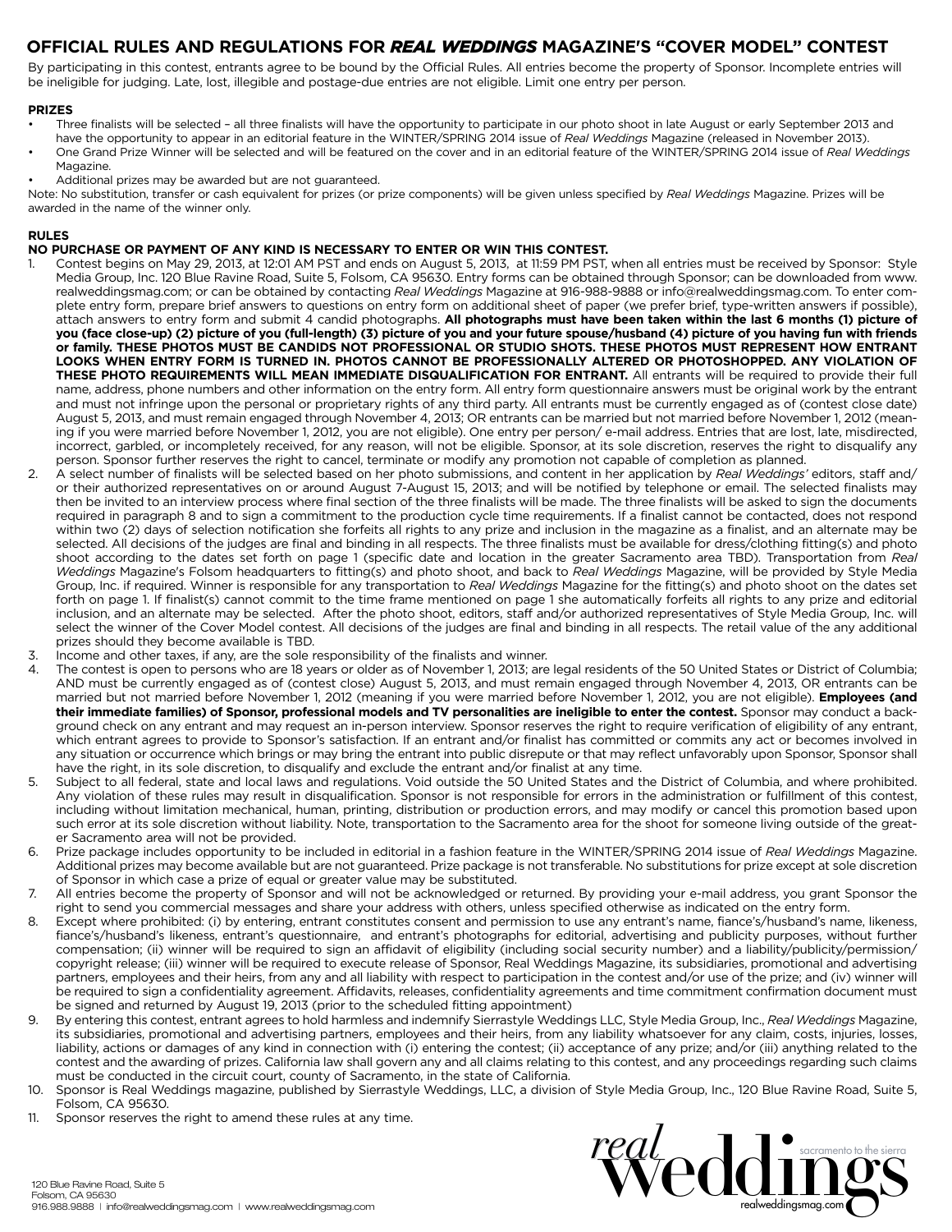# OFFICIAL RULES AND REGULATIONS FOR *REAL WEDDINGS* MAGAZINE'S "COVER MODEL" CONTEST

By participating in this contest, entrants agree to be bound by the Official Rules. All entries become the property of Sponsor. Incomplete entries will be ineligible for judging. Late, lost, illegible and postage-due entries are not eligible. Limit one entry per person.

## PRIZES

- Three finalists will be selected – all three finalists will have the opportunity to participate in our photo shoot in late August or early September 2013 and have the opportunity to appear in an editorial feature in the WINTER/SPRING 2014 issue of *Real Weddings* Magazine (released in November 2013).
- One Grand Prize Winner will be selected and will be featured on the cover and in an editorial feature of the WINTER/SPRING 2014 issue of *Real Weddings* Magazine.
- Additional prizes may be awarded but are not guaranteed.

Note: No substitution, transfer or cash equivalent for prizes (or prize components) will be given unless specified by *Real Weddings* Magazine. Prizes will be awarded in the name of the winner only.

## RULES

**NO PURCHASE OR PAYMENT OF ANY KIND IS NECESSARY TO ENTER OR WIN THIS CONTEST.**

1. Contest begins on May 29, 2013, at 12:01 AM PST and ends on August 5, 2013, at 11:59 PM PST, when all entries must be received by Sponsor: Style Media Group, Inc. 120 Blue Ravine Road, Suite 5, Folsom, CA 95630. Entry forms can be obtained through Sponsor; can be downloaded from www.realweddingsmag.com; or can be obtained by contacting *Real Weddings* Magazine at 916-988-9888 or info@realweddingsmag.com. To enter complete entry form, prepare brief answers to questions on entry form on additional sheet of paper (we prefer brief, type-written answers if possible), attach answers to entry form and submit 4 candid photographs. **All photographs must have been taken within the last 6 months (1) picture of you (face close-up) (2) picture of you (full-length) (3) picture of you and your future spouse/husband (4) picture of you having fun with friends or family. THESE PHOTOS MUST BE CANDIDS NOT PROFESSIONAL OR STUDIO SHOTS. THESE PHOTOS MUST REPRESENT HOW ENTRANT LOOKS WHEN ENTRY FORM IS TURNED IN. PHOTOS CANNOT BE PROFESSIONALLY ALTERED OR PHOTOSHOPPED. ANY VIOLATION OF THESE PHOTO REQUIREMENTS WILL MEAN IMMEDIATE DISQUALIFICATION FOR ENTRANT.** All entrants will be required to provide their full name, address, phone numbers and other information on the entry form. All entry form questionnaire answers must be original work by the entrant and must not infringe upon the personal or proprietary rights of any third party. All entrants must be currently engaged as of (contest close date) August 5, 2013, and must remain engaged through November 4, 2013; OR entrants can be married but not married before November 1, 2012 (meaning if you were married before November 1, 2012, you are not eligible). One entry per person/ e-mail address. Entries that are lost, late, misdirected, incorrect, garbled, or incompletely received, for any reason, will not be eligible. Sponsor, at its sole discretion, reserves the right to disqualify any person. Sponsor further reserves the right to cancel, terminate or modify any promotion not capable of completion as planned.
2. A select number of finalists will be selected based on her photo submissions, and content in her application by *Real Weddings'* editors, staff and/or their authorized representatives on or around August 7-August 15, 2013; and will be notified by telephone or email. The selected finalists may then be invited to an interview process where final section of the three finalists will be made. The three finalists will be asked to sign the documents required in paragraph 8 and to sign a commitment to the production cycle time requirements. If a finalist cannot be contacted, does not respond within two (2) days of selection notification she forfeits all rights to any prize and inclusion in the magazine as a finalist, and an alternate may be selected. All decisions of the judges are final and binding in all respects. The three finalists must be available for dress/clothing fitting(s) and photo shoot according to the dates set forth on page 1 (specific date and location in the greater Sacramento area TBD). Transportation from *Real Weddings* Magazine's Folsom headquarters to fitting(s) and photo shoot, and back to *Real Weddings* Magazine, will be provided by Style Media Group, Inc. if required. Winner is responsible for any transportation to *Real Weddings* Magazine for the fitting(s) and photo shoot on the dates set forth on page 1. If finalist(s) cannot commit to the time frame mentioned on page 1 she automatically forfeits all rights to any prize and editorial inclusion, and an alternate may be selected. After the photo shoot, editors, staff and/or authorized representatives of Style Media Group, Inc. will select the winner of the Cover Model contest. All decisions of the judges are final and binding in all respects. The retail value of the any additional prizes should they become available is TBD.
3. Income and other taxes, if any, are the sole responsibility of the finalists and winner.
4. The contest is open to persons who are 18 years or older as of November 1, 2013; are legal residents of the 50 United States or District of Columbia; AND must be currently engaged as of (contest close) August 5, 2013, and must remain engaged through November 4, 2013, OR entrants can be married but not married before November 1, 2012 (meaning if you were married before November 1, 2012, you are not eligible). **Employees (and their immediate families) of Sponsor, professional models and TV personalities are ineligible to enter the contest.** Sponsor may conduct a background check on any entrant and may request an in-person interview. Sponsor reserves the right to require verification of eligibility of any entrant, which entrant agrees to provide to Sponsor's satisfaction. If an entrant and/or finalist has committed or commits any act or becomes involved in any situation or occurrence which brings or may bring the entrant into public disrepute or that may reflect unfavorably upon Sponsor, Sponsor shall have the right, in its sole discretion, to disqualify and exclude the entrant and/or finalist at any time.
5. Subject to all federal, state and local laws and regulations. Void outside the 50 United States and the District of Columbia, and where prohibited. Any violation of these rules may result in disqualification. Sponsor is not responsible for errors in the administration or fulfillment of this contest, including without limitation mechanical, human, printing, distribution or production errors, and may modify or cancel this promotion based upon such error at its sole discretion without liability. Note, transportation to the Sacramento area for the shoot for someone living outside of the greater Sacramento area will not be provided.
6. Prize package includes opportunity to be included in editorial in a fashion feature in the WINTER/SPRING 2014 issue of *Real Weddings* Magazine. Additional prizes may become available but are not guaranteed. Prize package is not transferable. No substitutions for prize except at sole discretion of Sponsor in which case a prize of equal or greater value may be substituted.
7. All entries become the property of Sponsor and will not be acknowledged or returned. By providing your e-mail address, you grant Sponsor the right to send you commercial messages and share your address with others, unless specified otherwise as indicated on the entry form.
8. Except where prohibited: (i) by entering, entrant constitutes consent and permission to use any entrant's name, fiance's/husband's name, likeness, fiance's/husband's likeness, entrant's questionnaire, and entrant's photographs for editorial, advertising and publicity purposes, without further compensation; (ii) winner will be required to sign an affidavit of eligibility (including social security number) and a liability/publicity/permission/copyright release; (iii) winner will be required to execute release of Sponsor, Real Weddings Magazine, its subsidiaries, promotional and advertising partners, employees and their heirs, from any and all liability with respect to participation in the contest and/or use of the prize; and (iv) winner will be required to sign a confidentiality agreement. Affidavits, releases, confidentiality agreements and time commitment confirmation document must be signed and returned by August 19, 2013 (prior to the scheduled fitting appointment)
9. By entering this contest, entrant agrees to hold harmless and indemnify Sierrastyle Weddings LLC, Style Media Group, Inc., *Real Weddings* Magazine, its subsidiaries, promotional and advertising partners, employees and their heirs, from any liability whatsoever for any claim, costs, injuries, losses, liability, actions or damages of any kind in connection with (i) entering the contest; (ii) acceptance of any prize; and/or (iii) anything related to the contest and the awarding of prizes. California law shall govern any and all claims relating to this contest, and any proceedings regarding such claims must be conducted in the circuit court, county of Sacramento, in the state of California.
10. Sponsor is Real Weddings magazine, published by Sierrastyle Weddings, LLC, a division of Style Media Group, Inc., 120 Blue Ravine Road, Suite 5, Folsom, CA 95630.
11. Sponsor reserves the right to amend these rules at any time.

120 Blue Ravine Road, Suite 5
Folsom, CA 95630
916.988.9888 | info@realweddingsmag.com | www.realweddingsmag.com

real weddings
sacramento to the sierra
realweddingsmag.com